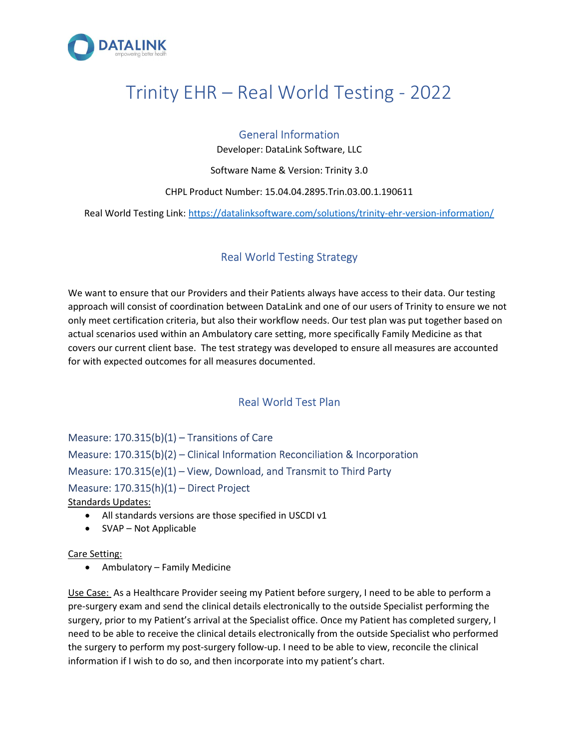# Trinity EHR – Real World Testing - 2022

## General Information

Developer: DataLink Software, LLC

Software Name & Version: Trinity 3.0

CHPL Product Number: 15.04.04.2895.Trin.03.00.1.190611

Real World Testing Link: https://datalinksoftware.com/solutions/trinity-ehr-version-information/

## Real World Testing Strategy

We want to ensure that our Providers and their Patients always have access to their data. Our testing approach will consist of coordination between DataLink and one of our users of Trinity to ensure we not only meet certification criteria, but also their workflow needs. Our test plan was put together based on actual scenarios used within an Ambulatory care setting, more specifically Family Medicine as that covers our current client base. The test strategy was developed to ensure all measures are accounted for with expected outcomes for all measures documented.

## Real World Test Plan

### Measure: 170.315(b)(1) – Transitions of Care
### Measure: 170.315(b)(2) – Clinical Information Reconciliation & Incorporation
### Measure: 170.315(e)(1) – View, Download, and Transmit to Third Party
### Measure: 170.315(h)(1) – Direct Project

Standards Updates:

- All standards versions are those specified in USCDI v1
- SVAP – Not Applicable

Care Setting:

- Ambulatory – Family Medicine

Use Case: As a Healthcare Provider seeing my Patient before surgery, I need to be able to perform a pre-surgery exam and send the clinical details electronically to the outside Specialist performing the surgery, prior to my Patient's arrival at the Specialist office. Once my Patient has completed surgery, I need to be able to receive the clinical details electronically from the outside Specialist who performed the surgery to perform my post-surgery follow-up. I need to be able to view, reconcile the clinical information if I wish to do so, and then incorporate into my patient's chart.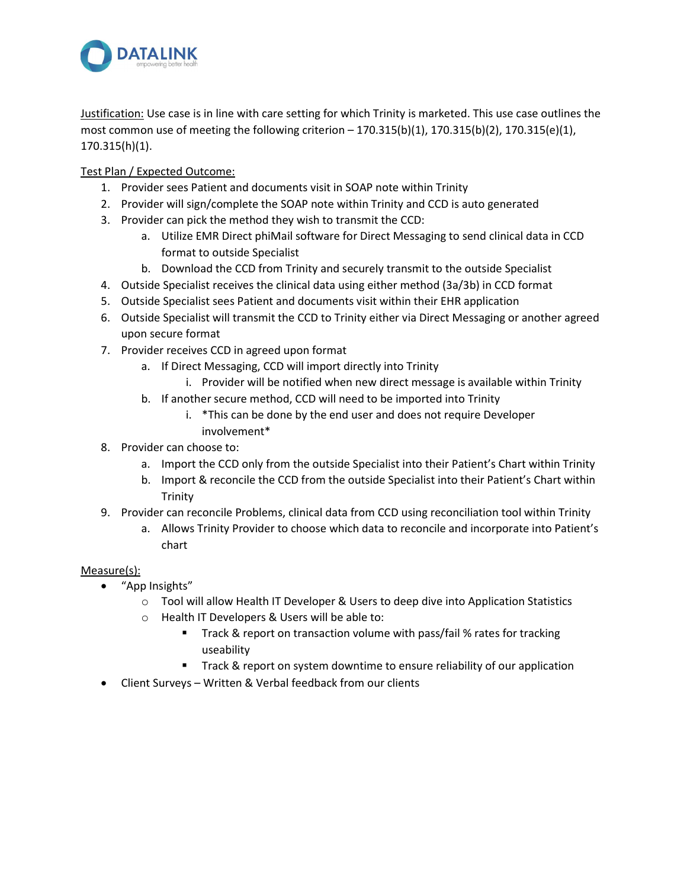Justification: Use case is in line with care setting for which Trinity is marketed. This use case outlines the most common use of meeting the following criterion – 170.315(b)(1), 170.315(b)(2), 170.315(e)(1), 170.315(h)(1).

Test Plan / Expected Outcome:

1. Provider sees Patient and documents visit in SOAP note within Trinity
2. Provider will sign/complete the SOAP note within Trinity and CCD is auto generated
3. Provider can pick the method they wish to transmit the CCD:
   a. Utilize EMR Direct phiMail software for Direct Messaging to send clinical data in CCD format to outside Specialist
   b. Download the CCD from Trinity and securely transmit to the outside Specialist
4. Outside Specialist receives the clinical data using either method (3a/3b) in CCD format
5. Outside Specialist sees Patient and documents visit within their EHR application
6. Outside Specialist will transmit the CCD to Trinity either via Direct Messaging or another agreed upon secure format
7. Provider receives CCD in agreed upon format
   a. If Direct Messaging, CCD will import directly into Trinity
      i. Provider will be notified when new direct message is available within Trinity
   b. If another secure method, CCD will need to be imported into Trinity
      i. *This can be done by the end user and does not require Developer involvement*
8. Provider can choose to:
   a. Import the CCD only from the outside Specialist into their Patient's Chart within Trinity
   b. Import & reconcile the CCD from the outside Specialist into their Patient's Chart within Trinity
9. Provider can reconcile Problems, clinical data from CCD using reconciliation tool within Trinity
   a. Allows Trinity Provider to choose which data to reconcile and incorporate into Patient's chart

Measure(s):

- "App Insights"
  - Tool will allow Health IT Developer & Users to deep dive into Application Statistics
  - Health IT Developers & Users will be able to:
    - Track & report on transaction volume with pass/fail % rates for tracking useability
    - Track & report on system downtime to ensure reliability of our application
- Client Surveys – Written & Verbal feedback from our clients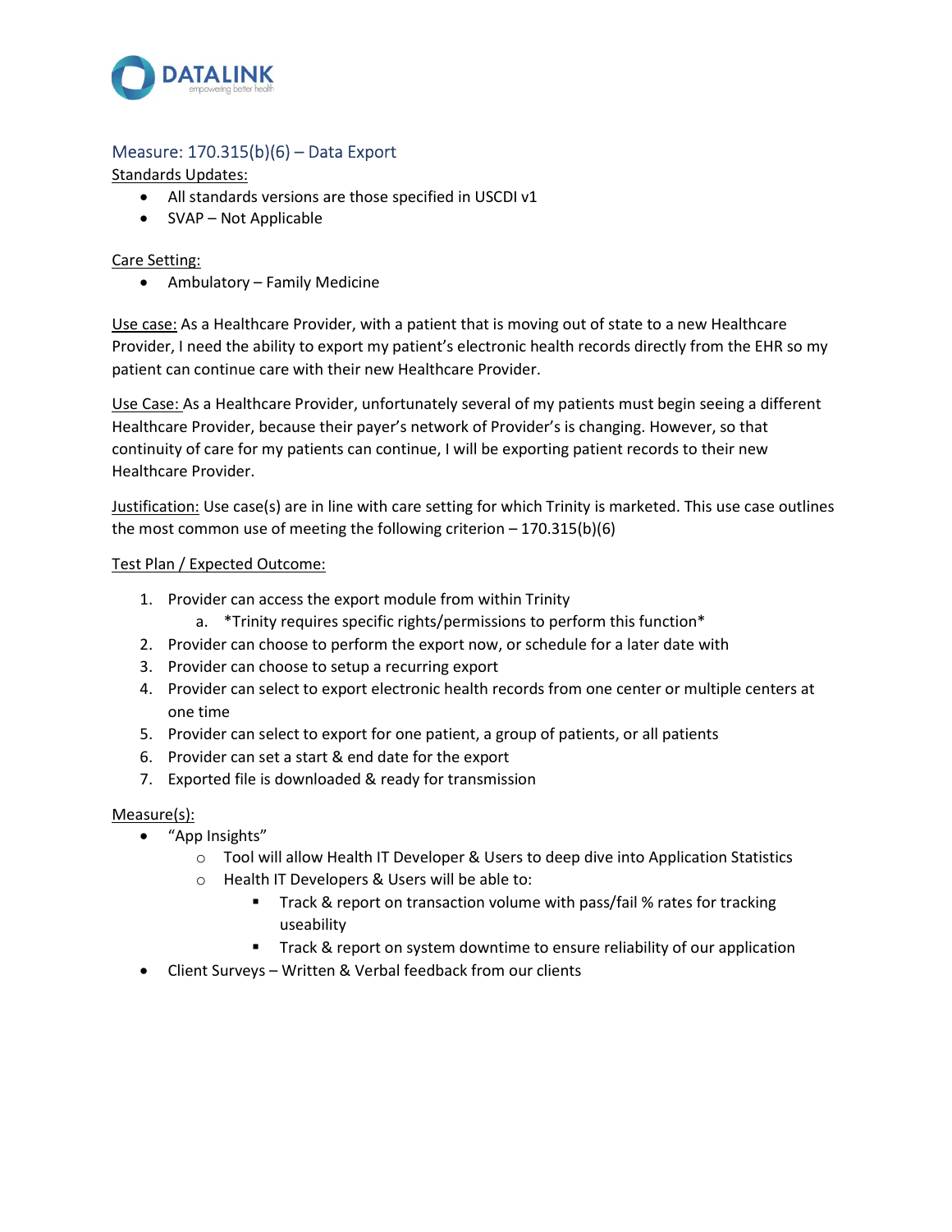## Measure: 170.315(b)(6) – Data Export

Standards Updates:

- All standards versions are those specified in USCDI v1
- SVAP – Not Applicable

Care Setting:

- Ambulatory – Family Medicine

Use case: As a Healthcare Provider, with a patient that is moving out of state to a new Healthcare Provider, I need the ability to export my patient's electronic health records directly from the EHR so my patient can continue care with their new Healthcare Provider.

Use Case: As a Healthcare Provider, unfortunately several of my patients must begin seeing a different Healthcare Provider, because their payer's network of Provider's is changing. However, so that continuity of care for my patients can continue, I will be exporting patient records to their new Healthcare Provider.

Justification: Use case(s) are in line with care setting for which Trinity is marketed. This use case outlines the most common use of meeting the following criterion – 170.315(b)(6)

Test Plan / Expected Outcome:

1. Provider can access the export module from within Trinity
   a. *Trinity requires specific rights/permissions to perform this function*
2. Provider can choose to perform the export now, or schedule for a later date with
3. Provider can choose to setup a recurring export
4. Provider can select to export electronic health records from one center or multiple centers at one time
5. Provider can select to export for one patient, a group of patients, or all patients
6. Provider can set a start & end date for the export
7. Exported file is downloaded & ready for transmission

Measure(s):

- "App Insights"
  - Tool will allow Health IT Developer & Users to deep dive into Application Statistics
  - Health IT Developers & Users will be able to:
    - Track & report on transaction volume with pass/fail % rates for tracking useability
    - Track & report on system downtime to ensure reliability of our application
- Client Surveys – Written & Verbal feedback from our clients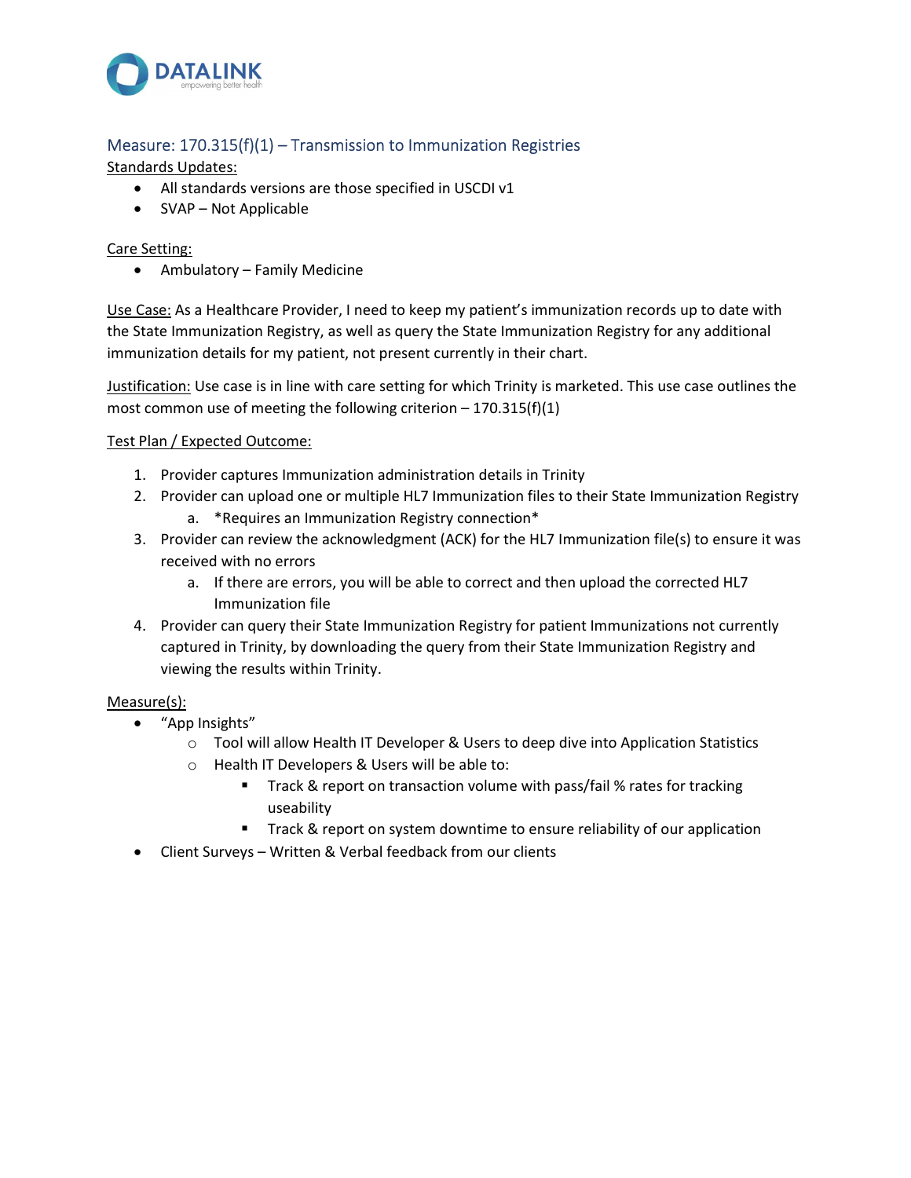## Measure: 170.315(f)(1) – Transmission to Immunization Registries

Standards Updates:

- All standards versions are those specified in USCDI v1
- SVAP – Not Applicable

Care Setting:

- Ambulatory – Family Medicine

Use Case: As a Healthcare Provider, I need to keep my patient's immunization records up to date with the State Immunization Registry, as well as query the State Immunization Registry for any additional immunization details for my patient, not present currently in their chart.

Justification: Use case is in line with care setting for which Trinity is marketed. This use case outlines the most common use of meeting the following criterion – 170.315(f)(1)

Test Plan / Expected Outcome:

1. Provider captures Immunization administration details in Trinity
2. Provider can upload one or multiple HL7 Immunization files to their State Immunization Registry
   a. *Requires an Immunization Registry connection*
3. Provider can review the acknowledgment (ACK) for the HL7 Immunization file(s) to ensure it was received with no errors
   a. If there are errors, you will be able to correct and then upload the corrected HL7 Immunization file
4. Provider can query their State Immunization Registry for patient Immunizations not currently captured in Trinity, by downloading the query from their State Immunization Registry and viewing the results within Trinity.

Measure(s):

- "App Insights"
  - Tool will allow Health IT Developer & Users to deep dive into Application Statistics
  - Health IT Developers & Users will be able to:
    - Track & report on transaction volume with pass/fail % rates for tracking useability
    - Track & report on system downtime to ensure reliability of our application
- Client Surveys – Written & Verbal feedback from our clients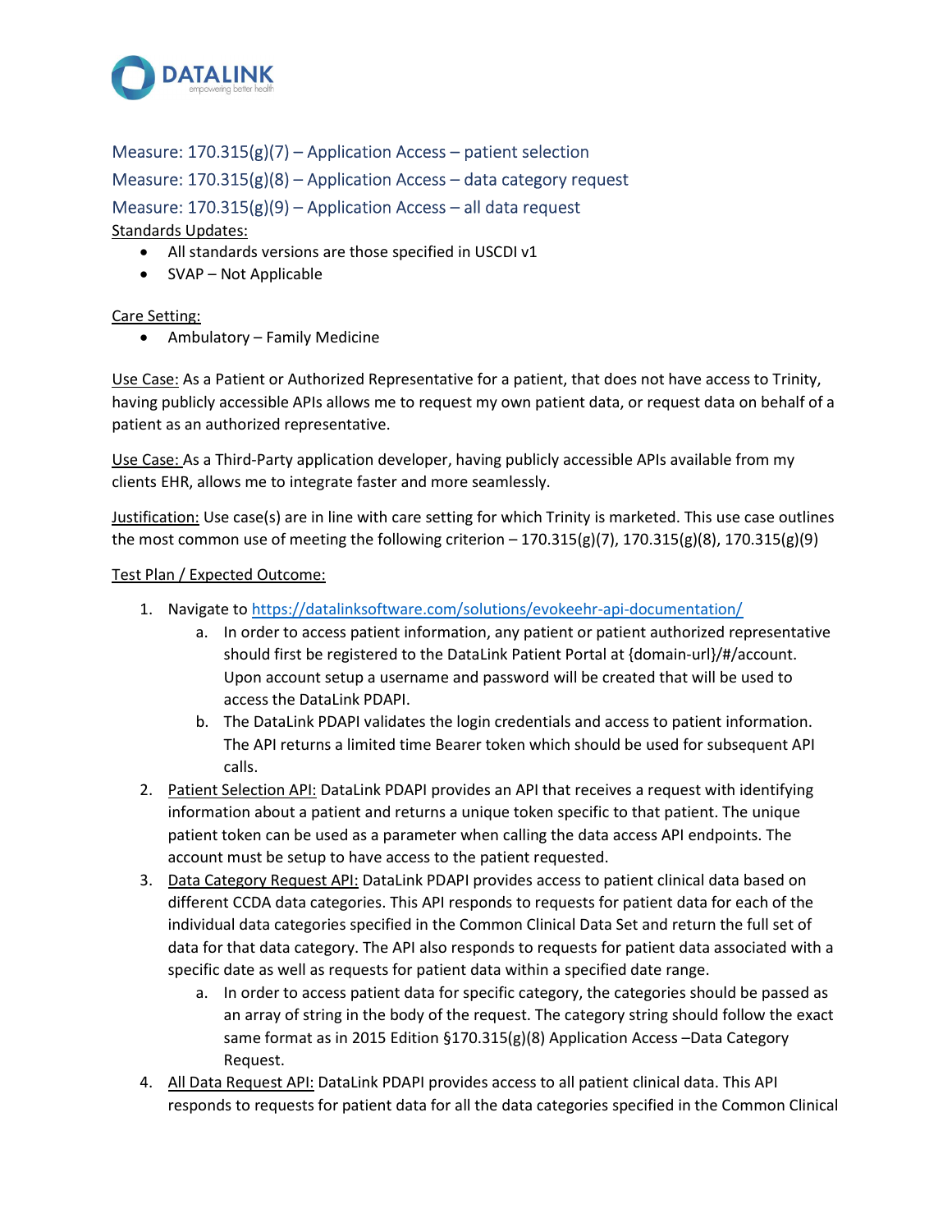DATALINK
empowering better health

## Measure: 170.315(g)(7) – Application Access – patient selection

## Measure: 170.315(g)(8) – Application Access – data category request

## Measure: 170.315(g)(9) – Application Access – all data request

Standards Updates:

- All standards versions are those specified in USCDI v1
- SVAP – Not Applicable

Care Setting:

- Ambulatory – Family Medicine

Use Case: As a Patient or Authorized Representative for a patient, that does not have access to Trinity, having publicly accessible APIs allows me to request my own patient data, or request data on behalf of a patient as an authorized representative.

Use Case: As a Third-Party application developer, having publicly accessible APIs available from my clients EHR, allows me to integrate faster and more seamlessly.

Justification: Use case(s) are in line with care setting for which Trinity is marketed. This use case outlines the most common use of meeting the following criterion – 170.315(g)(7), 170.315(g)(8), 170.315(g)(9)

Test Plan / Expected Outcome:

1. Navigate to https://datalinksoftware.com/solutions/evokeehr-api-documentation/
   a. In order to access patient information, any patient or patient authorized representative should first be registered to the DataLink Patient Portal at {domain-url}/#/account. Upon account setup a username and password will be created that will be used to access the DataLink PDAPI.
   b. The DataLink PDAPI validates the login credentials and access to patient information. The API returns a limited time Bearer token which should be used for subsequent API calls.
2. Patient Selection API: DataLink PDAPI provides an API that receives a request with identifying information about a patient and returns a unique token specific to that patient. The unique patient token can be used as a parameter when calling the data access API endpoints. The account must be setup to have access to the patient requested.
3. Data Category Request API: DataLink PDAPI provides access to patient clinical data based on different CCDA data categories. This API responds to requests for patient data for each of the individual data categories specified in the Common Clinical Data Set and return the full set of data for that data category. The API also responds to requests for patient data associated with a specific date as well as requests for patient data within a specified date range.
   a. In order to access patient data for specific category, the categories should be passed as an array of string in the body of the request. The category string should follow the exact same format as in 2015 Edition §170.315(g)(8) Application Access –Data Category Request.
4. All Data Request API: DataLink PDAPI provides access to all patient clinical data. This API responds to requests for patient data for all the data categories specified in the Common Clinical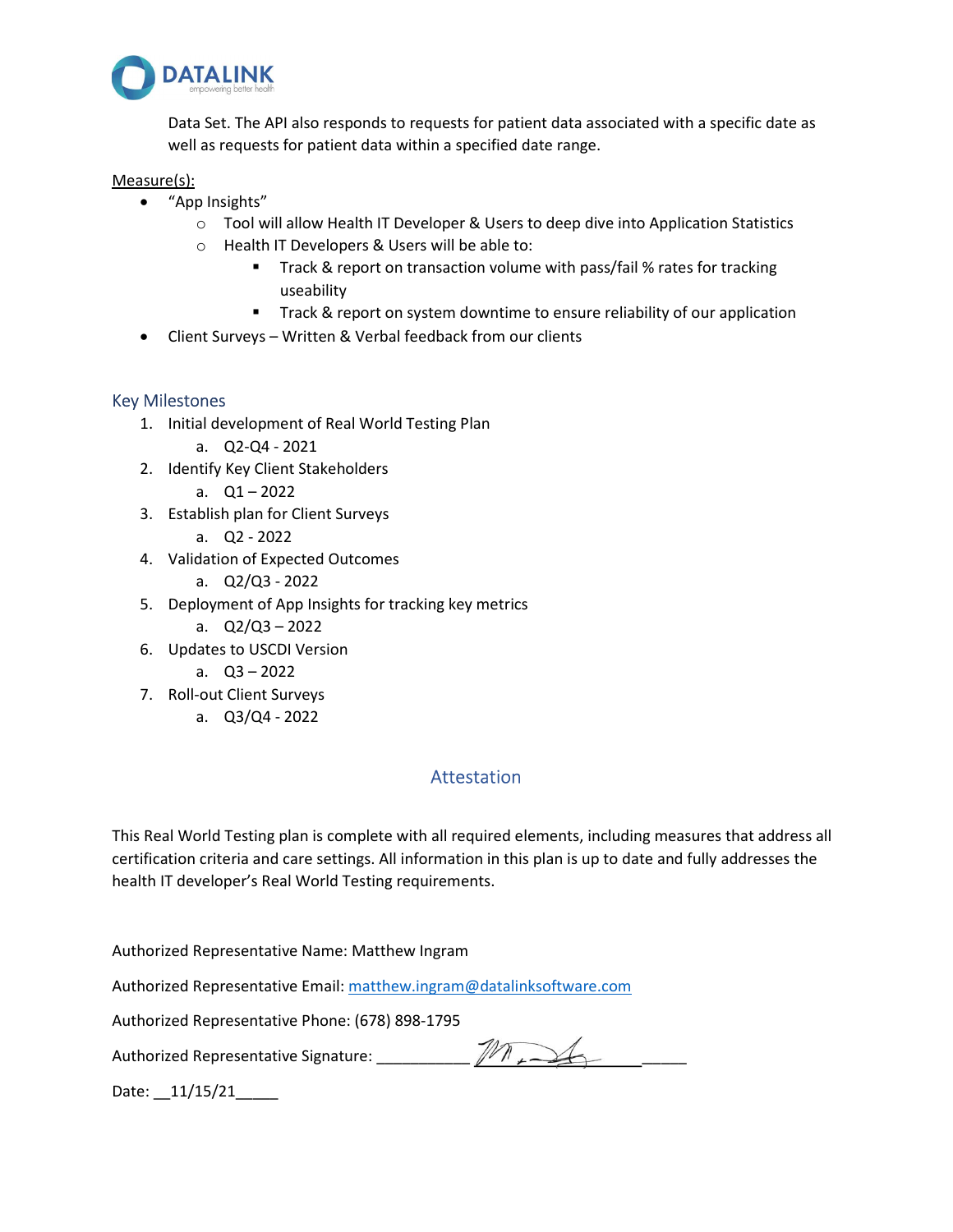Data Set. The API also responds to requests for patient data associated with a specific date as well as requests for patient data within a specified date range.

Measure(s):

- "App Insights"
  - Tool will allow Health IT Developer & Users to deep dive into Application Statistics
  - Health IT Developers & Users will be able to:
    - Track & report on transaction volume with pass/fail % rates for tracking useability
    - Track & report on system downtime to ensure reliability of our application
- Client Surveys – Written & Verbal feedback from our clients

## Key Milestones

1. Initial development of Real World Testing Plan
   a. Q2-Q4 - 2021
2. Identify Key Client Stakeholders
   a. Q1 – 2022
3. Establish plan for Client Surveys
   a. Q2 - 2022
4. Validation of Expected Outcomes
   a. Q2/Q3 - 2022
5. Deployment of App Insights for tracking key metrics
   a. Q2/Q3 – 2022
6. Updates to USCDI Version
   a. Q3 – 2022
7. Roll-out Client Surveys
   a. Q3/Q4 - 2022

## Attestation

This Real World Testing plan is complete with all required elements, including measures that address all certification criteria and care settings. All information in this plan is up to date and fully addresses the health IT developer's Real World Testing requirements.

Authorized Representative Name: Matthew Ingram

Authorized Representative Email: matthew.ingram@datalinksoftware.com

Authorized Representative Phone: (678) 898-1795

Authorized Representative Signature: ______________________________

Date: __11/15/21_____